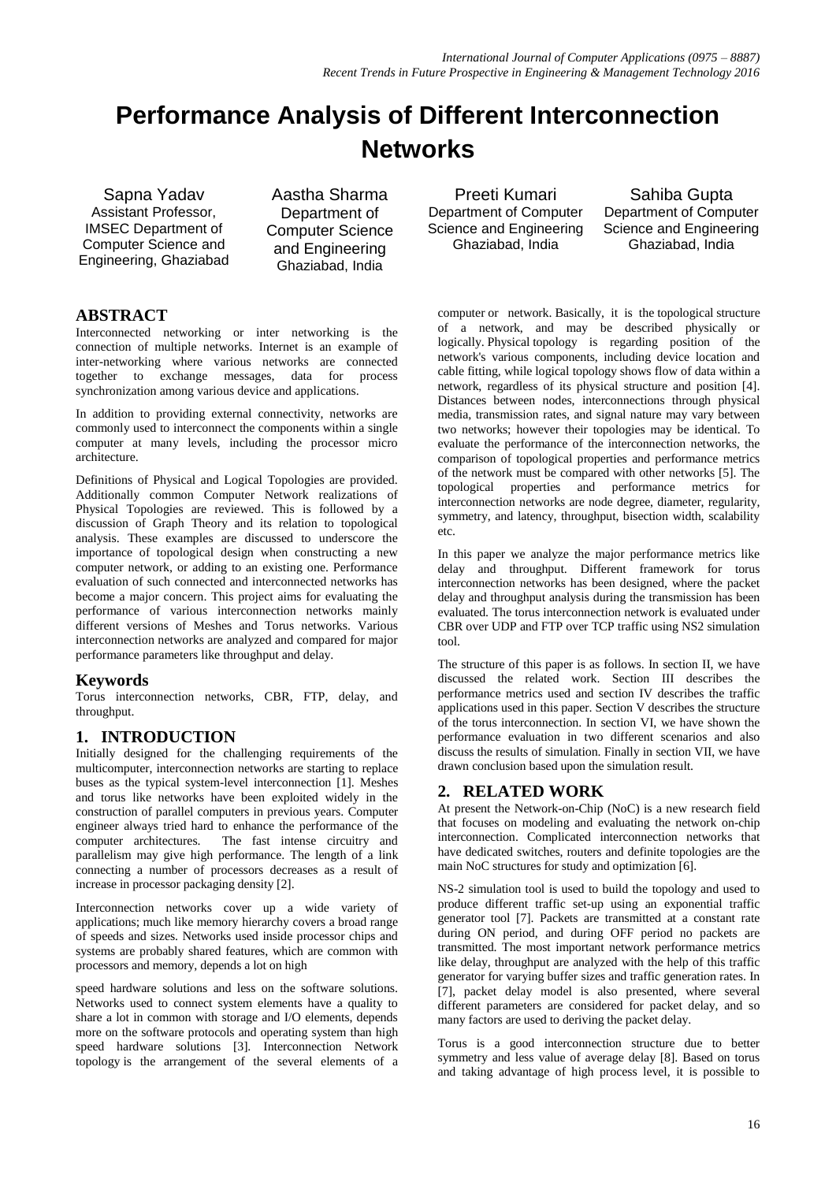# Performance Analysis of Different Interconnection Networks

Sapna Yadav
Assistant Professor, IMSEC Department of Computer Science and Engineering, Ghaziabad

Aastha Sharma
Department of Computer Science and Engineering Ghaziabad, India

Preeti Kumari
Department of Computer Science and Engineering Ghaziabad, India

Sahiba Gupta
Department of Computer Science and Engineering Ghaziabad, India

## ABSTRACT

Interconnected networking or inter networking is the connection of multiple networks. Internet is an example of inter-networking where various networks are connected together to exchange messages, data for process synchronization among various device and applications.

In addition to providing external connectivity, networks are commonly used to interconnect the components within a single computer at many levels, including the processor micro architecture.

Definitions of Physical and Logical Topologies are provided. Additionally common Computer Network realizations of Physical Topologies are reviewed. This is followed by a discussion of Graph Theory and its relation to topological analysis. These examples are discussed to underscore the importance of topological design when constructing a new computer network, or adding to an existing one. Performance evaluation of such connected and interconnected networks has become a major concern. This project aims for evaluating the performance of various interconnection networks mainly different versions of Meshes and Torus networks. Various interconnection networks are analyzed and compared for major performance parameters like throughput and delay.

## Keywords

Torus interconnection networks, CBR, FTP, delay, and throughput.

## 1. INTRODUCTION

Initially designed for the challenging requirements of the multicomputer, interconnection networks are starting to replace buses as the typical system-level interconnection [1]. Meshes and torus like networks have been exploited widely in the construction of parallel computers in previous years. Computer engineer always tried hard to enhance the performance of the computer architectures. The fast intense circuitry and parallelism may give high performance. The length of a link connecting a number of processors decreases as a result of increase in processor packaging density [2].

Interconnection networks cover up a wide variety of applications; much like memory hierarchy covers a broad range of speeds and sizes. Networks used inside processor chips and systems are probably shared features, which are common with processors and memory, depends a lot on high speed hardware solutions and less on the software solutions. Networks used to connect system elements have a quality to share a lot in common with storage and I/O elements, depends more on the software protocols and operating system than high speed hardware solutions [3]. Interconnection Network topology is the arrangement of the several elements of a computer or network. Basically, it is the topological structure of a network, and may be described physically or logically. Physical topology is regarding position of the network's various components, including device location and cable fitting, while logical topology shows flow of data within a network, regardless of its physical structure and position [4]. Distances between nodes, interconnections through physical media, transmission rates, and signal nature may vary between two networks; however their topologies may be identical. To evaluate the performance of the interconnection networks, the comparison of topological properties and performance metrics of the network must be compared with other networks [5]. The topological properties and performance metrics for interconnection networks are node degree, diameter, regularity, symmetry, and latency, throughput, bisection width, scalability etc.

In this paper we analyze the major performance metrics like delay and throughput. Different framework for torus interconnection networks has been designed, where the packet delay and throughput analysis during the transmission has been evaluated. The torus interconnection network is evaluated under CBR over UDP and FTP over TCP traffic using NS2 simulation tool.

The structure of this paper is as follows. In section II, we have discussed the related work. Section III describes the performance metrics used and section IV describes the traffic applications used in this paper. Section V describes the structure of the torus interconnection. In section VI, we have shown the performance evaluation in two different scenarios and also discuss the results of simulation. Finally in section VII, we have drawn conclusion based upon the simulation result.

## 2. RELATED WORK

At present the Network-on-Chip (NoC) is a new research field that focuses on modeling and evaluating the network on-chip interconnection. Complicated interconnection networks that have dedicated switches, routers and definite topologies are the main NoC structures for study and optimization [6].

NS-2 simulation tool is used to build the topology and used to produce different traffic set-up using an exponential traffic generator tool [7]. Packets are transmitted at a constant rate during ON period, and during OFF period no packets are transmitted. The most important network performance metrics like delay, throughput are analyzed with the help of this traffic generator for varying buffer sizes and traffic generation rates. In [7], packet delay model is also presented, where several different parameters are considered for packet delay, and so many factors are used to deriving the packet delay.

Torus is a good interconnection structure due to better symmetry and less value of average delay [8]. Based on torus and taking advantage of high process level, it is possible to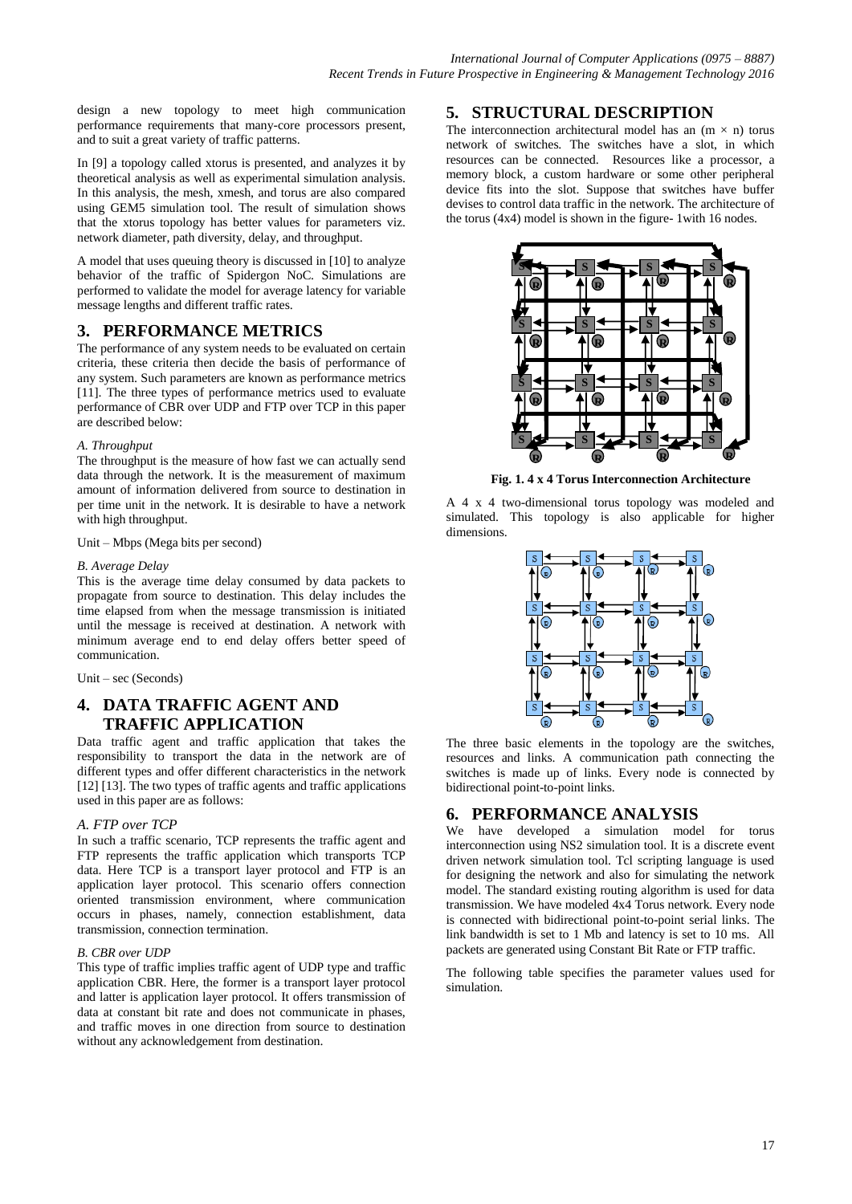design a new topology to meet high communication performance requirements that many-core processors present, and to suit a great variety of traffic patterns.

In [9] a topology called xtorus is presented, and analyzes it by theoretical analysis as well as experimental simulation analysis. In this analysis, the mesh, xmesh, and torus are also compared using GEM5 simulation tool. The result of simulation shows that the xtorus topology has better values for parameters viz. network diameter, path diversity, delay, and throughput.

A model that uses queuing theory is discussed in [10] to analyze behavior of the traffic of Spidergon NoC. Simulations are performed to validate the model for average latency for variable message lengths and different traffic rates.

## 3. PERFORMANCE METRICS

The performance of any system needs to be evaluated on certain criteria, these criteria then decide the basis of performance of any system. Such parameters are known as performance metrics [11]. The three types of performance metrics used to evaluate performance of CBR over UDP and FTP over TCP in this paper are described below:

### *A. Throughput*

The throughput is the measure of how fast we can actually send data through the network. It is the measurement of maximum amount of information delivered from source to destination in per time unit in the network. It is desirable to have a network with high throughput.

Unit – Mbps (Mega bits per second)

### *B. Average Delay*

This is the average time delay consumed by data packets to propagate from source to destination. This delay includes the time elapsed from when the message transmission is initiated until the message is received at destination. A network with minimum average end to end delay offers better speed of communication.

Unit – sec (Seconds)

## 4. DATA TRAFFIC AGENT AND TRAFFIC APPLICATION

Data traffic agent and traffic application that takes the responsibility to transport the data in the network are of different types and offer different characteristics in the network [12] [13]. The two types of traffic agents and traffic applications used in this paper are as follows:

### *A. FTP over TCP*

In such a traffic scenario, TCP represents the traffic agent and FTP represents the traffic application which transports TCP data. Here TCP is a transport layer protocol and FTP is an application layer protocol. This scenario offers connection oriented transmission environment, where communication occurs in phases, namely, connection establishment, data transmission, connection termination.

### *B. CBR over UDP*

This type of traffic implies traffic agent of UDP type and traffic application CBR. Here, the former is a transport layer protocol and latter is application layer protocol. It offers transmission of data at constant bit rate and does not communicate in phases, and traffic moves in one direction from source to destination without any acknowledgement from destination.

## 5. STRUCTURAL DESCRIPTION

The interconnection architectural model has an ($m \times n$) torus network of switches. The switches have a slot, in which resources can be connected. Resources like a processor, a memory block, a custom hardware or some other peripheral device fits into the slot. Suppose that switches have buffer devises to control data traffic in the network. The architecture of the torus (4x4) model is shown in the figure- 1with 16 nodes.

**Fig. 1. 4 x 4 Torus Interconnection Architecture**

A 4 x 4 two-dimensional torus topology was modeled and simulated. This topology is also applicable for higher dimensions.

The three basic elements in the topology are the switches, resources and links. A communication path connecting the switches is made up of links. Every node is connected by bidirectional point-to-point links.

## 6. PERFORMANCE ANALYSIS

We have developed a simulation model for torus interconnection using NS2 simulation tool. It is a discrete event driven network simulation tool. Tcl scripting language is used for designing the network and also for simulating the network model. The standard existing routing algorithm is used for data transmission. We have modeled 4x4 Torus network. Every node is connected with bidirectional point-to-point serial links. The link bandwidth is set to 1 Mb and latency is set to 10 ms. All packets are generated using Constant Bit Rate or FTP traffic.

The following table specifies the parameter values used for simulation.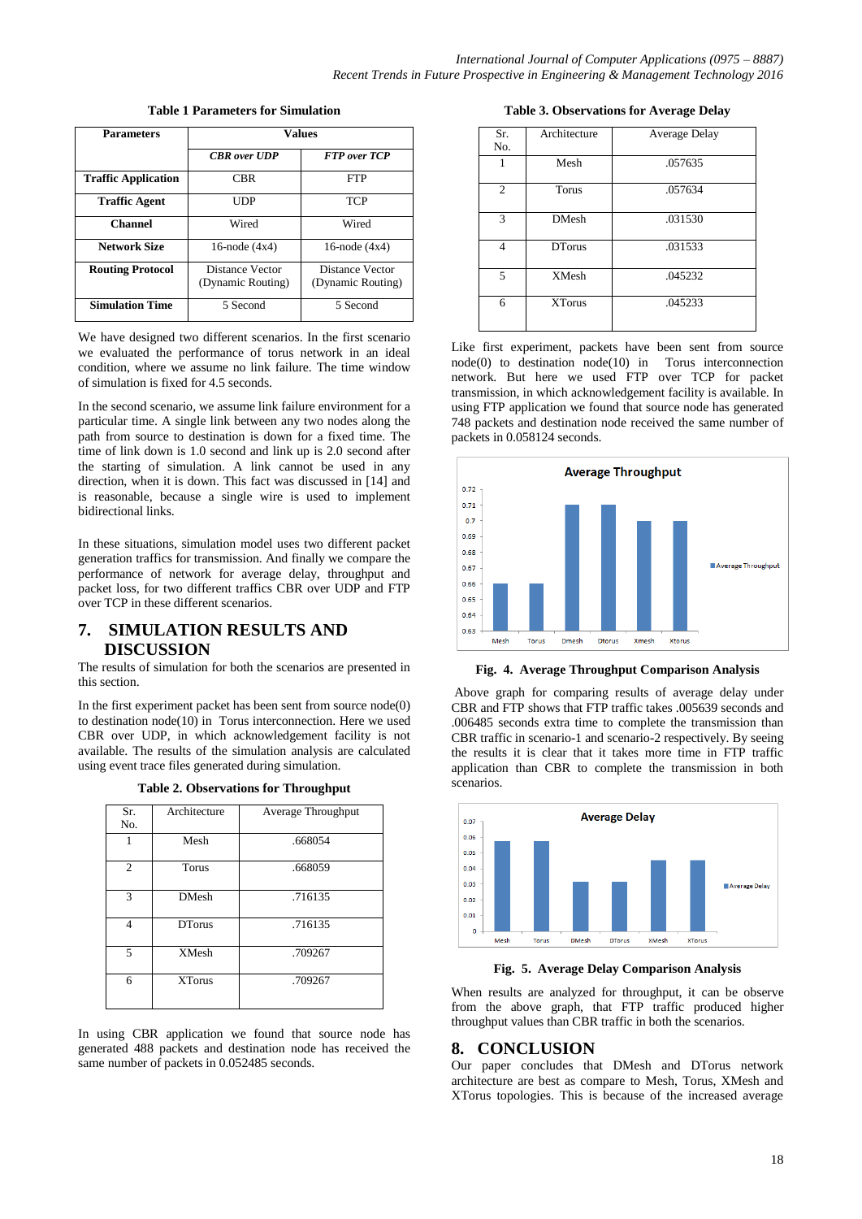**Table 1 Parameters for Simulation**

| Parameters | Values | |
|---|---|---|
| | *CBR over UDP* | *FTP over TCP* |
| **Traffic Application** | CBR | FTP |
| **Traffic Agent** | UDP | TCP |
| **Channel** | Wired | Wired |
| **Network Size** | 16-node (4x4) | 16-node (4x4) |
| **Routing Protocol** | Distance Vector (Dynamic Routing) | Distance Vector (Dynamic Routing) |
| **Simulation Time** | 5 Second | 5 Second |

We have designed two different scenarios. In the first scenario we evaluated the performance of torus network in an ideal condition, where we assume no link failure. The time window of simulation is fixed for 4.5 seconds.

In the second scenario, we assume link failure environment for a particular time. A single link between any two nodes along the path from source to destination is down for a fixed time. The time of link down is 1.0 second and link up is 2.0 second after the starting of simulation. A link cannot be used in any direction, when it is down. This fact was discussed in [14] and is reasonable, because a single wire is used to implement bidirectional links.

In these situations, simulation model uses two different packet generation traffics for transmission. And finally we compare the performance of network for average delay, throughput and packet loss, for two different traffics CBR over UDP and FTP over TCP in these different scenarios.

## 7. SIMULATION RESULTS AND DISCUSSION

The results of simulation for both the scenarios are presented in this section.

In the first experiment packet has been sent from source node(0) to destination node(10) in Torus interconnection. Here we used CBR over UDP, in which acknowledgement facility is not available. The results of the simulation analysis are calculated using event trace files generated during simulation.

**Table 2. Observations for Throughput**

| Sr. No. | Architecture | Average Throughput |
|---|---|---|
| 1 | Mesh | .668054 |
| 2 | Torus | .668059 |
| 3 | DMesh | .716135 |
| 4 | DTorus | .716135 |
| 5 | XMesh | .709267 |
| 6 | XTorus | .709267 |

In using CBR application we found that source node has generated 488 packets and destination node has received the same number of packets in 0.052485 seconds.

**Table 3. Observations for Average Delay**

| Sr. No. | Architecture | Average Delay |
|---|---|---|
| 1 | Mesh | .057635 |
| 2 | Torus | .057634 |
| 3 | DMesh | .031530 |
| 4 | DTorus | .031533 |
| 5 | XMesh | .045232 |
| 6 | XTorus | .045233 |

Like first experiment, packets have been sent from source node(0) to destination node(10) in Torus interconnection network. But here we used FTP over TCP for packet transmission, in which acknowledgement facility is available. In using FTP application we found that source node has generated 748 packets and destination node received the same number of packets in 0.058124 seconds.

**Fig. 4. Average Throughput Comparison Analysis**

Above graph for comparing results of average delay under CBR and FTP shows that FTP traffic takes .005639 seconds and .006485 seconds extra time to complete the transmission than CBR traffic in scenario-1 and scenario-2 respectively. By seeing the results it is clear that it takes more time in FTP traffic application than CBR to complete the transmission in both scenarios.

**Fig. 5. Average Delay Comparison Analysis**

When results are analyzed for throughput, it can be observe from the above graph, that FTP traffic produced higher throughput values than CBR traffic in both the scenarios.

## 8. CONCLUSION

Our paper concludes that DMesh and DTorus network architecture are best as compare to Mesh, Torus, XMesh and XTorus topologies. This is because of the increased average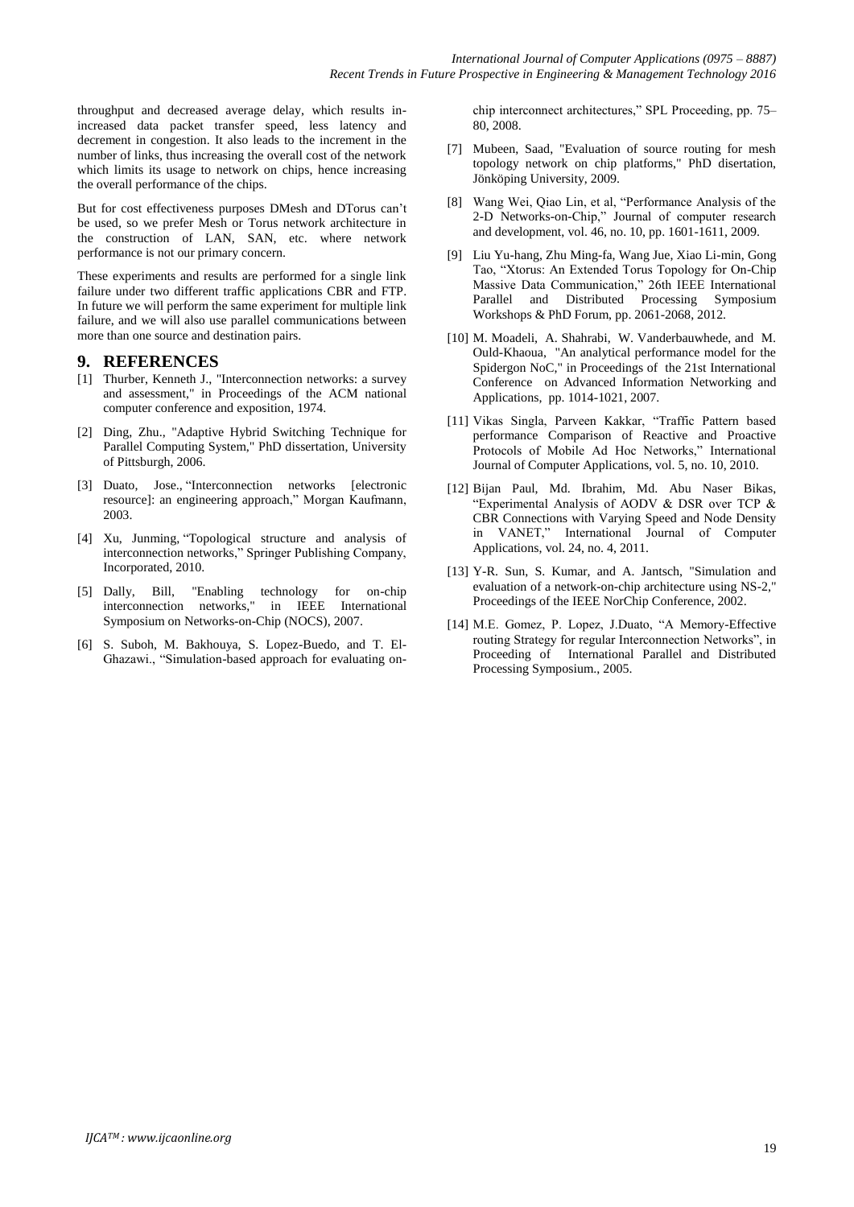throughput and decreased average delay, which results in-increased data packet transfer speed, less latency and decrement in congestion. It also leads to the increment in the number of links, thus increasing the overall cost of the network which limits its usage to network on chips, hence increasing the overall performance of the chips.

But for cost effectiveness purposes DMesh and DTorus can't be used, so we prefer Mesh or Torus network architecture in the construction of LAN, SAN, etc. where network performance is not our primary concern.

These experiments and results are performed for a single link failure under two different traffic applications CBR and FTP. In future we will perform the same experiment for multiple link failure, and we will also use parallel communications between more than one source and destination pairs.

## 9. REFERENCES

[1] Thurber, Kenneth J., "Interconnection networks: a survey and assessment," in Proceedings of the ACM national computer conference and exposition, 1974.

[2] Ding, Zhu., "Adaptive Hybrid Switching Technique for Parallel Computing System," PhD dissertation, University of Pittsburgh, 2006.

[3] Duato, Jose., "Interconnection networks [electronic resource]: an engineering approach," Morgan Kaufmann, 2003.

[4] Xu, Junming, "Topological structure and analysis of interconnection networks," Springer Publishing Company, Incorporated, 2010.

[5] Dally, Bill, "Enabling technology for on-chip interconnection networks," in IEEE International Symposium on Networks-on-Chip (NOCS), 2007.

[6] S. Suboh, M. Bakhouya, S. Lopez-Buedo, and T. El-Ghazawi., "Simulation-based approach for evaluating on-chip interconnect architectures," SPL Proceeding, pp. 75–80, 2008.

[7] Mubeen, Saad, "Evaluation of source routing for mesh topology network on chip platforms," PhD disertation, Jönköping University, 2009.

[8] Wang Wei, Qiao Lin, et al, "Performance Analysis of the 2-D Networks-on-Chip," Journal of computer research and development, vol. 46, no. 10, pp. 1601-1611, 2009.

[9] Liu Yu-hang, Zhu Ming-fa, Wang Jue, Xiao Li-min, Gong Tao, "Xtorus: An Extended Torus Topology for On-Chip Massive Data Communication," 26th IEEE International Parallel and Distributed Processing Symposium Workshops & PhD Forum, pp. 2061-2068, 2012.

[10] M. Moadeli, A. Shahrabi, W. Vanderbauwhede, and M. Ould-Khaoua, "An analytical performance model for the Spidergon NoC," in Proceedings of the 21st International Conference on Advanced Information Networking and Applications, pp. 1014-1021, 2007.

[11] Vikas Singla, Parveen Kakkar, "Traffic Pattern based performance Comparison of Reactive and Proactive Protocols of Mobile Ad Hoc Networks," International Journal of Computer Applications, vol. 5, no. 10, 2010.

[12] Bijan Paul, Md. Ibrahim, Md. Abu Naser Bikas, "Experimental Analysis of AODV & DSR over TCP & CBR Connections with Varying Speed and Node Density in VANET," International Journal of Computer Applications, vol. 24, no. 4, 2011.

[13] Y-R. Sun, S. Kumar, and A. Jantsch, "Simulation and evaluation of a network-on-chip architecture using NS-2," Proceedings of the IEEE NorChip Conference, 2002.

[14] M.E. Gomez, P. Lopez, J.Duato, "A Memory-Effective routing Strategy for regular Interconnection Networks", in Proceeding of International Parallel and Distributed Processing Symposium., 2005.